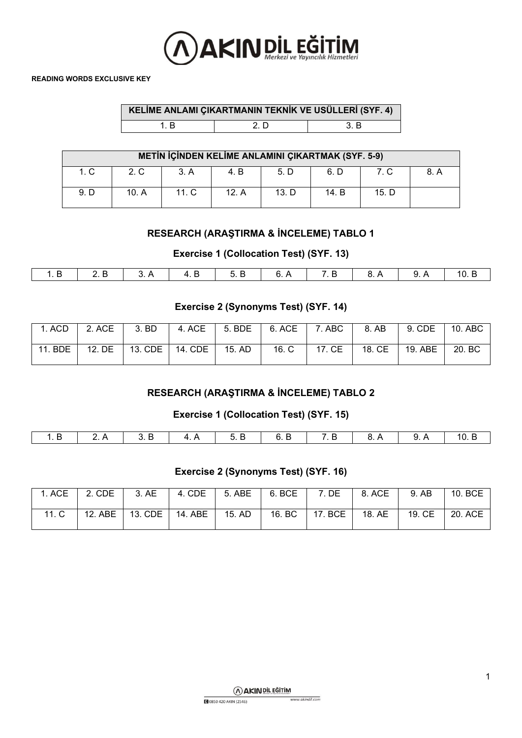**READING WORDS EXCLUSIVE KEY**

| KELİME ANLAMI ÇIKARTMANIN TEKNİK VE USÜLLERİ (SYF. 4) | | |
|---|---|---|
| 1. B | 2. D | 3. B |

| METİN İÇİNDEN KELİME ANLAMINI ÇIKARTMAK (SYF. 5-9) | | | | | | | |
|---|---|---|---|---|---|---|---|
| 1. C | 2. C | 3. A | 4. B | 5. D | 6. D | 7. C | 8. A |
| 9. D | 10. A | 11. C | 12. A | 13. D | 14. B | 15. D | |

## RESEARCH (ARAŞTIRMA & İNCELEME) TABLO 1

### Exercise 1 (Collocation Test) (SYF. 13)

| 1. B | 2. B | 3. A | 4. B | 5. B | 6. A | 7. B | 8. A | 9. A | 10. B |
|---|---|---|---|---|---|---|---|---|---|

### Exercise 2 (Synonyms Test) (SYF. 14)

| 1. ACD | 2. ACE | 3. BD | 4. ACE | 5. BDE | 6. ACE | 7. ABC | 8. AB | 9. CDE | 10. ABC |
|---|---|---|---|---|---|---|---|---|---|
| 11. BDE | 12. DE | 13. CDE | 14. CDE | 15. AD | 16. C | 17. CE | 18. CE | 19. ABE | 20. BC |

## RESEARCH (ARAŞTIRMA & İNCELEME) TABLO 2

### Exercise 1 (Collocation Test) (SYF. 15)

| 1. B | 2. A | 3. B | 4. A | 5. B | 6. B | 7. B | 8. A | 9. A | 10. B |
|---|---|---|---|---|---|---|---|---|---|

### Exercise 2 (Synonyms Test) (SYF. 16)

| 1. ACE | 2. CDE | 3. AE | 4. CDE | 5. ABE | 6. BCE | 7. DE | 8. ACE | 9. AB | 10. BCE |
|---|---|---|---|---|---|---|---|---|---|
| 11. C | 12. ABE | 13. CDE | 14. ABE | 15. AD | 16. BC | 17. BCE | 18. AE | 19. CE | 20. ACE |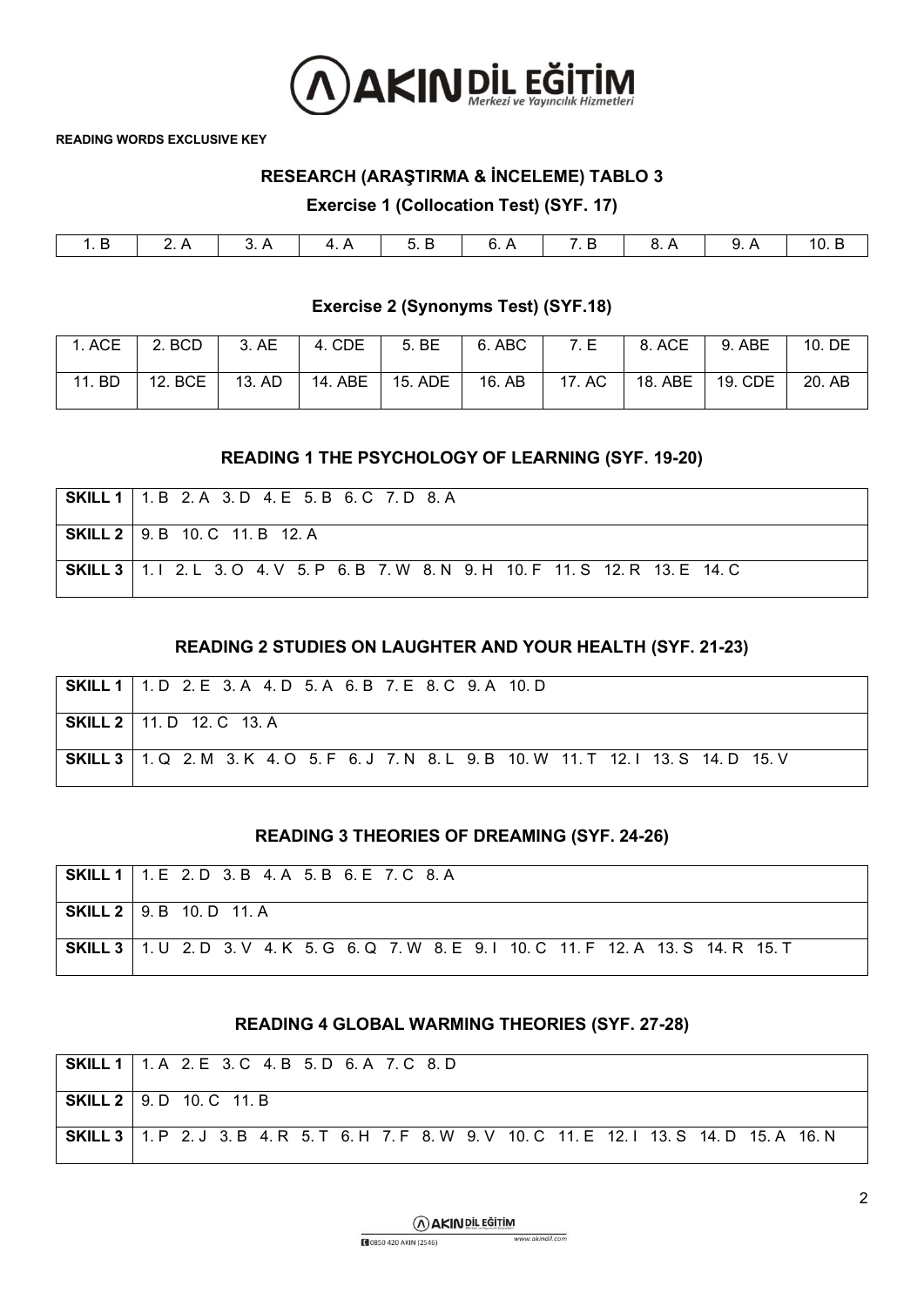**READING WORDS EXCLUSIVE KEY**

## RESEARCH (ARAŞTIRMA & İNCELEME) TABLO 3

### Exercise 1 (Collocation Test) (SYF. 17)

| 1. B | 2. A | 3. A | 4. A | 5. B | 6. A | 7. B | 8. A | 9. A | 10. B |
|---|---|---|---|---|---|---|---|---|---|

### Exercise 2 (Synonyms Test) (SYF.18)

| 1. ACE | 2. BCD | 3. AE | 4. CDE | 5. BE | 6. ABC | 7. E | 8. ACE | 9. ABE | 10. DE |
|---|---|---|---|---|---|---|---|---|---|
| 11. BD | 12. BCE | 13. AD | 14. ABE | 15. ADE | 16. AB | 17. AC | 18. ABE | 19. CDE | 20. AB |

### READING 1 THE PSYCHOLOGY OF LEARNING (SYF. 19-20)

| | |
|---|---|
| **SKILL 1** | 1. B 2. A 3. D 4. E 5. B 6. C 7. D 8. A |
| **SKILL 2** | 9. B 10. C 11. B 12. A |
| **SKILL 3** | 1. I 2. L 3. O 4. V 5. P 6. B 7. W 8. N 9. H 10. F 11. S 12. R 13. E 14. C |

### READING 2 STUDIES ON LAUGHTER AND YOUR HEALTH (SYF. 21-23)

| | |
|---|---|
| **SKILL 1** | 1. D 2. E 3. A 4. D 5. A 6. B 7. E 8. C 9. A 10. D |
| **SKILL 2** | 11. D 12. C 13. A |
| **SKILL 3** | 1. Q 2. M 3. K 4. O 5. F 6. J 7. N 8. L 9. B 10. W 11. T 12. I 13. S 14. D 15. V |

### READING 3 THEORIES OF DREAMING (SYF. 24-26)

| | |
|---|---|
| **SKILL 1** | 1. E 2. D 3. B 4. A 5. B 6. E 7. C 8. A |
| **SKILL 2** | 9. B 10. D 11. A |
| **SKILL 3** | 1. U 2. D 3. V 4. K 5. G 6. Q 7. W 8. E 9. I 10. C 11. F 12. A 13. S 14. R 15. T |

### READING 4 GLOBAL WARMING THEORIES (SYF. 27-28)

| | |
|---|---|
| **SKILL 1** | 1. A 2. E 3. C 4. B 5. D 6. A 7. C 8. D |
| **SKILL 2** | 9. D 10. C 11. B |
| **SKILL 3** | 1. P 2. J 3. B 4. R 5. T 6. H 7. F 8. W 9. V 10. C 11. E 12. I 13. S 14. D 15. A 16. N |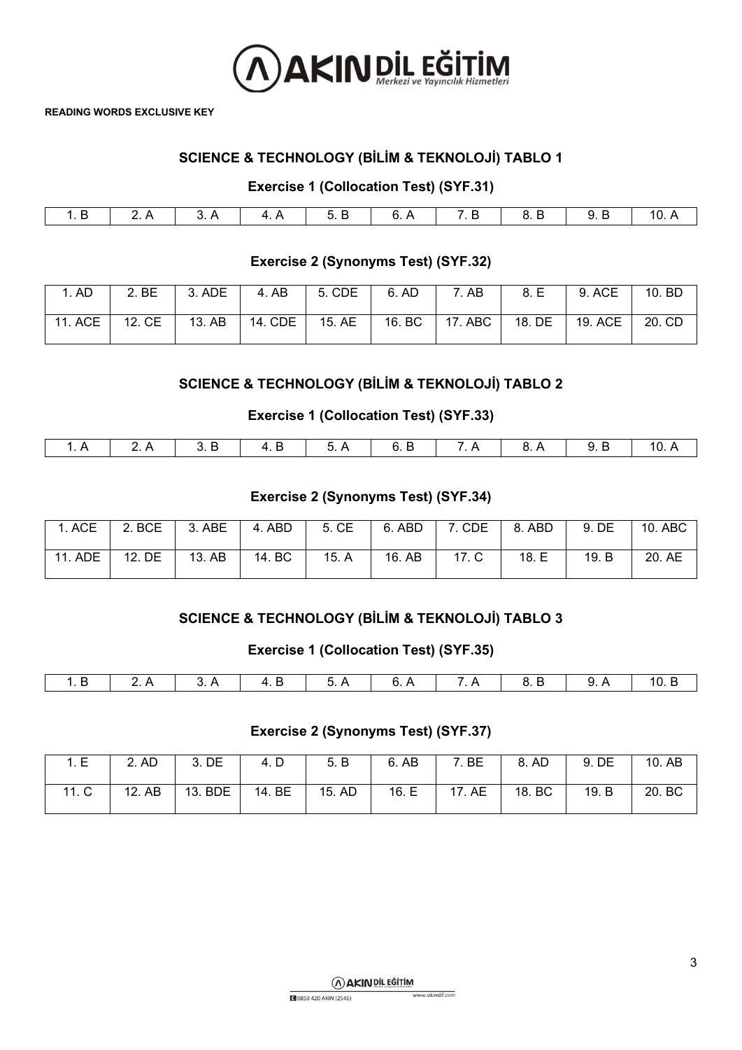**READING WORDS EXCLUSIVE KEY**

## SCIENCE & TECHNOLOGY (BİLİM & TEKNOLOJİ) TABLO 1

### Exercise 1 (Collocation Test) (SYF.31)

| 1. B | 2. A | 3. A | 4. A | 5. B | 6. A | 7. B | 8. B | 9. B | 10. A |
|---|---|---|---|---|---|---|---|---|---|

### Exercise 2 (Synonyms Test) (SYF.32)

| 1. AD | 2. BE | 3. ADE | 4. AB | 5. CDE | 6. AD | 7. AB | 8. E | 9. ACE | 10. BD |
|---|---|---|---|---|---|---|---|---|---|
| 11. ACE | 12. CE | 13. AB | 14. CDE | 15. AE | 16. BC | 17. ABC | 18. DE | 19. ACE | 20. CD |

## SCIENCE & TECHNOLOGY (BİLİM & TEKNOLOJİ) TABLO 2

### Exercise 1 (Collocation Test) (SYF.33)

| 1. A | 2. A | 3. B | 4. B | 5. A | 6. B | 7. A | 8. A | 9. B | 10. A |
|---|---|---|---|---|---|---|---|---|---|

### Exercise 2 (Synonyms Test) (SYF.34)

| 1. ACE | 2. BCE | 3. ABE | 4. ABD | 5. CE | 6. ABD | 7. CDE | 8. ABD | 9. DE | 10. ABC |
|---|---|---|---|---|---|---|---|---|---|
| 11. ADE | 12. DE | 13. AB | 14. BC | 15. A | 16. AB | 17. C | 18. E | 19. B | 20. AE |

## SCIENCE & TECHNOLOGY (BİLİM & TEKNOLOJİ) TABLO 3

### Exercise 1 (Collocation Test) (SYF.35)

| 1. B | 2. A | 3. A | 4. B | 5. A | 6. A | 7. A | 8. B | 9. A | 10. B |
|---|---|---|---|---|---|---|---|---|---|

### Exercise 2 (Synonyms Test) (SYF.37)

| 1. E | 2. AD | 3. DE | 4. D | 5. B | 6. AB | 7. BE | 8. AD | 9. DE | 10. AB |
|---|---|---|---|---|---|---|---|---|---|
| 11. C | 12. AB | 13. BDE | 14. BE | 15. AD | 16. E | 17. AE | 18. BC | 19. B | 20. BC |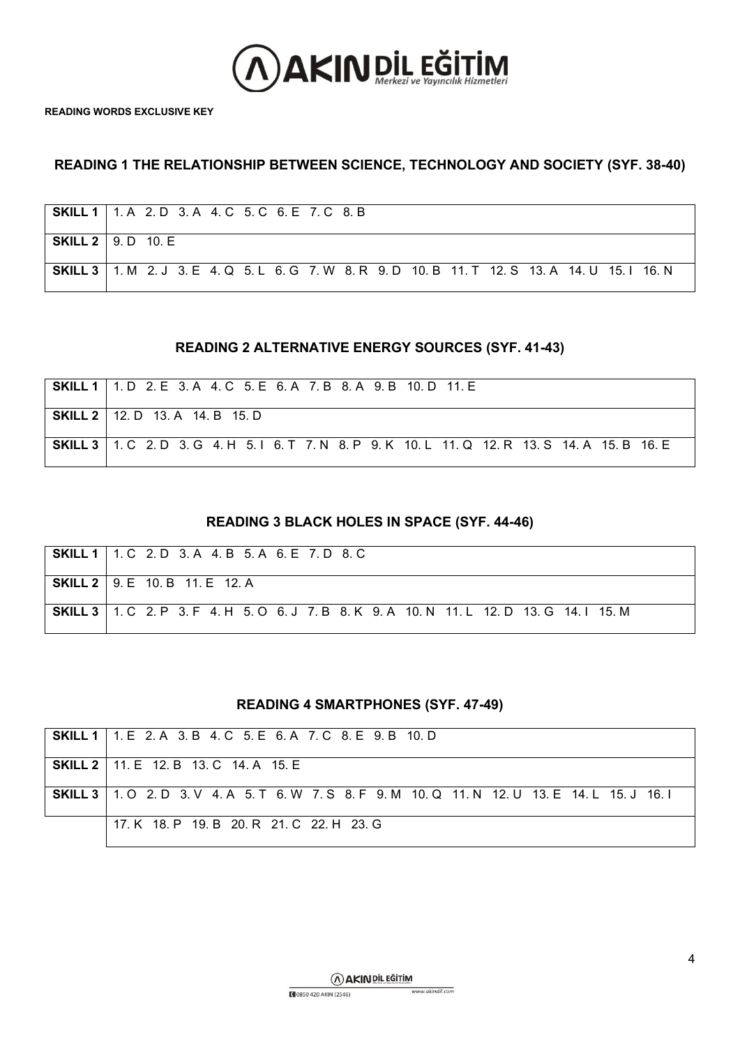**READING WORDS EXCLUSIVE KEY**

## READING 1 THE RELATIONSHIP BETWEEN SCIENCE, TECHNOLOGY AND SOCIETY (SYF. 38-40)

| | |
|---|---|
| **SKILL 1** | 1. A 2. D 3. A 4. C 5. C 6. E 7. C 8. B |
| **SKILL 2** | 9. D 10. E |
| **SKILL 3** | 1. M 2. J 3. E 4. Q 5. L 6. G 7. W 8. R 9. D 10. B 11. T 12. S 13. A 14. U 15. I 16. N |

## READING 2 ALTERNATIVE ENERGY SOURCES (SYF. 41-43)

| | |
|---|---|
| **SKILL 1** | 1. D 2. E 3. A 4. C 5. E 6. A 7. B 8. A 9. B 10. D 11. E |
| **SKILL 2** | 12. D 13. A 14. B 15. D |
| **SKILL 3** | 1. C 2. D 3. G 4. H 5. I 6. T 7. N 8. P 9. K 10. L 11. Q 12. R 13. S 14. A 15. B 16. E |

## READING 3 BLACK HOLES IN SPACE (SYF. 44-46)

| | |
|---|---|
| **SKILL 1** | 1. C 2. D 3. A 4. B 5. A 6. E 7. D 8. C |
| **SKILL 2** | 9. E 10. B 11. E 12. A |
| **SKILL 3** | 1. C 2. P 3. F 4. H 5. O 6. J 7. B 8. K 9. A 10. N 11. L 12. D 13. G 14. I 15. M |

## READING 4 SMARTPHONES (SYF. 47-49)

| | |
|---|---|
| **SKILL 1** | 1. E 2. A 3. B 4. C 5. E 6. A 7. C 8. E 9. B 10. D |
| **SKILL 2** | 11. E 12. B 13. C 14. A 15. E |
| **SKILL 3** | 1. O 2. D 3. V 4. A 5. T 6. W 7. S 8. F 9. M 10. Q 11. N 12. U 13. E 14. L 15. J 16. I |
| | 17. K 18. P 19. B 20. R 21. C 22. H 23. G |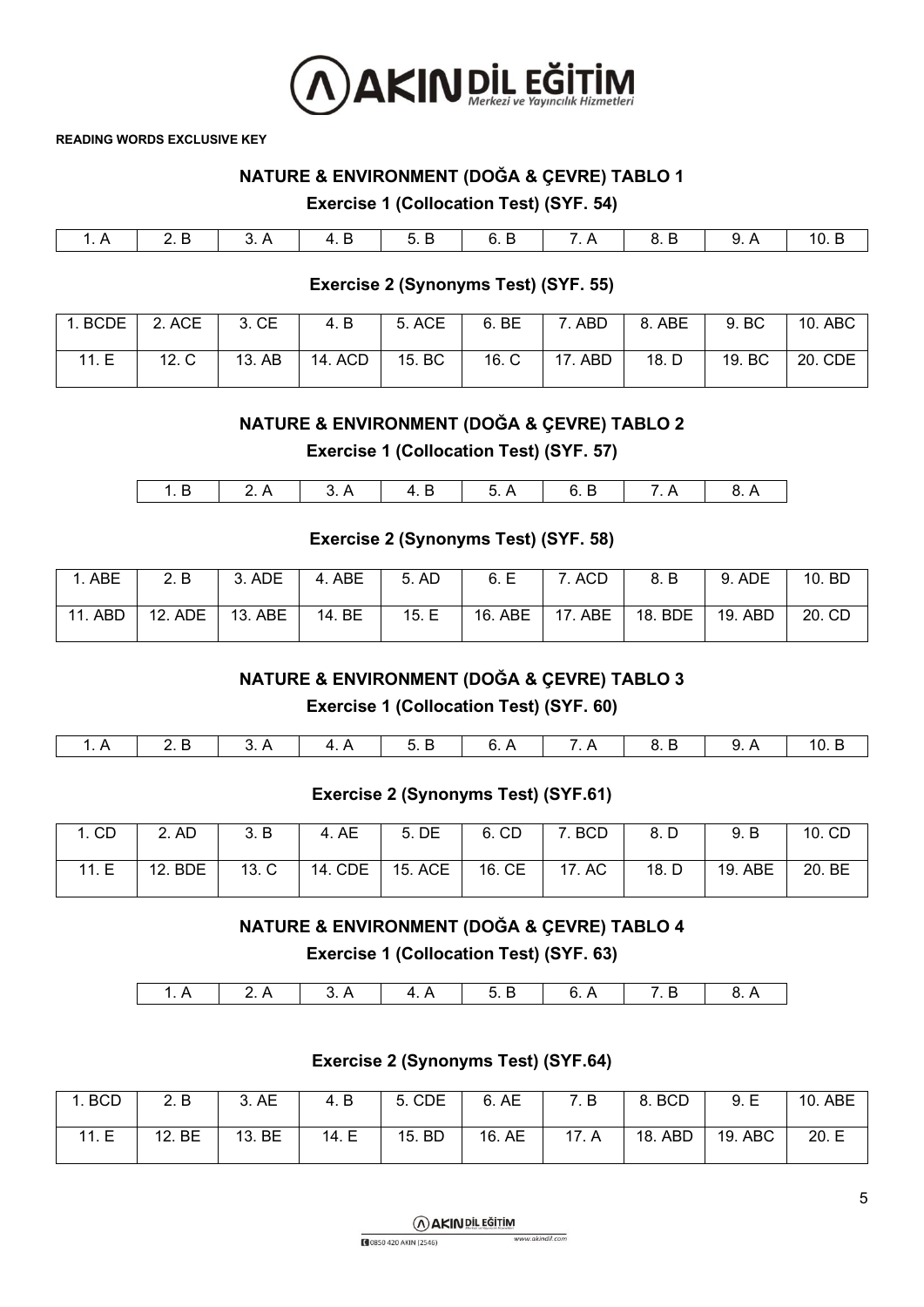**READING WORDS EXCLUSIVE KEY**

## NATURE & ENVIRONMENT (DOĞA & ÇEVRE) TABLO 1

### Exercise 1 (Collocation Test) (SYF. 54)

| 1. A | 2. B | 3. A | 4. B | 5. B | 6. B | 7. A | 8. B | 9. A | 10. B |
|---|---|---|---|---|---|---|---|---|---|

### Exercise 2 (Synonyms Test) (SYF. 55)

| 1. BCDE | 2. ACE | 3. CE | 4. B | 5. ACE | 6. BE | 7. ABD | 8. ABE | 9. BC | 10. ABC |
|---|---|---|---|---|---|---|---|---|---|
| 11. E | 12. C | 13. AB | 14. ACD | 15. BC | 16. C | 17. ABD | 18. D | 19. BC | 20. CDE |

## NATURE & ENVIRONMENT (DOĞA & ÇEVRE) TABLO 2

### Exercise 1 (Collocation Test) (SYF. 57)

| 1. B | 2. A | 3. A | 4. B | 5. A | 6. B | 7. A | 8. A |
|---|---|---|---|---|---|---|---|

### Exercise 2 (Synonyms Test) (SYF. 58)

| 1. ABE | 2. B | 3. ADE | 4. ABE | 5. AD | 6. E | 7. ACD | 8. B | 9. ADE | 10. BD |
|---|---|---|---|---|---|---|---|---|---|
| 11. ABD | 12. ADE | 13. ABE | 14. BE | 15. E | 16. ABE | 17. ABE | 18. BDE | 19. ABD | 20. CD |

## NATURE & ENVIRONMENT (DOĞA & ÇEVRE) TABLO 3

### Exercise 1 (Collocation Test) (SYF. 60)

| 1. A | 2. B | 3. A | 4. A | 5. B | 6. A | 7. A | 8. B | 9. A | 10. B |
|---|---|---|---|---|---|---|---|---|---|

### Exercise 2 (Synonyms Test) (SYF.61)

| 1. CD | 2. AD | 3. B | 4. AE | 5. DE | 6. CD | 7. BCD | 8. D | 9. B | 10. CD |
|---|---|---|---|---|---|---|---|---|---|
| 11. E | 12. BDE | 13. C | 14. CDE | 15. ACE | 16. CE | 17. AC | 18. D | 19. ABE | 20. BE |

## NATURE & ENVIRONMENT (DOĞA & ÇEVRE) TABLO 4

### Exercise 1 (Collocation Test) (SYF. 63)

| 1. A | 2. A | 3. A | 4. A | 5. B | 6. A | 7. B | 8. A |
|---|---|---|---|---|---|---|---|

### Exercise 2 (Synonyms Test) (SYF.64)

| 1. BCD | 2. B | 3. AE | 4. B | 5. CDE | 6. AE | 7. B | 8. BCD | 9. E | 10. ABE |
|---|---|---|---|---|---|---|---|---|---|
| 11. E | 12. BE | 13. BE | 14. E | 15. BD | 16. AE | 17. A | 18. ABD | 19. ABC | 20. E |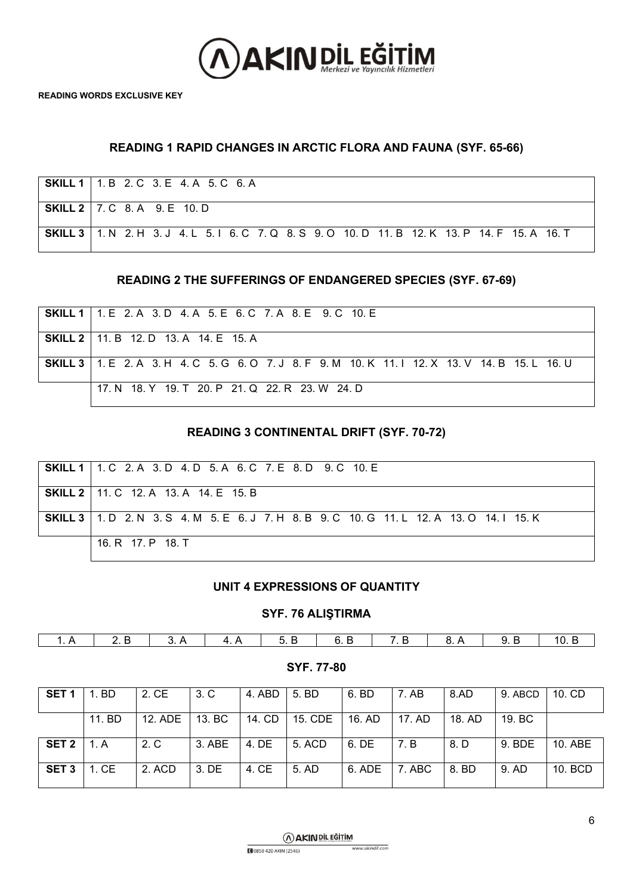**READING WORDS EXCLUSIVE KEY**

## READING 1 RAPID CHANGES IN ARCTIC FLORA AND FAUNA (SYF. 65-66)

| | |
|---|---|
| **SKILL 1** | 1. B 2. C 3. E 4. A 5. C 6. A |
| **SKILL 2** | 7. C 8. A 9. E 10. D |
| **SKILL 3** | 1. N 2. H 3. J 4. L 5. I 6. C 7. Q 8. S 9. O 10. D 11. B 12. K 13. P 14. F 15. A 16. T |

## READING 2 THE SUFFERINGS OF ENDANGERED SPECIES (SYF. 67-69)

| | |
|---|---|
| **SKILL 1** | 1. E 2. A 3. D 4. A 5. E 6. C 7. A 8. E 9. C 10. E |
| **SKILL 2** | 11. B 12. D 13. A 14. E 15. A |
| **SKILL 3** | 1. E 2. A 3. H 4. C 5. G 6. O 7. J 8. F 9. M 10. K 11. I 12. X 13. V 14. B 15. L 16. U |
| | 17. N 18. Y 19. T 20. P 21. Q 22. R 23. W 24. D |

## READING 3 CONTINENTAL DRIFT (SYF. 70-72)

| | |
|---|---|
| **SKILL 1** | 1. C 2. A 3. D 4. D 5. A 6. C 7. E 8. D 9. C 10. E |
| **SKILL 2** | 11. C 12. A 13. A 14. E 15. B |
| **SKILL 3** | 1. D 2. N 3. S 4. M 5. E 6. J 7. H 8. B 9. C 10. G 11. L 12. A 13. O 14. I 15. K |
| | 16. R 17. P 18. T |

## UNIT 4 EXPRESSIONS OF QUANTITY

### SYF. 76 ALIŞTIRMA

| 1. A | 2. B | 3. A | 4. A | 5. B | 6. B | 7. B | 8. A | 9. B | 10. B |
|---|---|---|---|---|---|---|---|---|---|

### SYF. 77-80

| | | | | | | | | | | |
|---|---|---|---|---|---|---|---|---|---|---|
| **SET 1** | 1. BD | 2. CE | 3. C | 4. ABD | 5. BD | 6. BD | 7. AB | 8.AD | 9. ABCD | 10. CD |
| | 11. BD | 12. ADE | 13. BC | 14. CD | 15. CDE | 16. AD | 17. AD | 18. AD | 19. BC | |
| **SET 2** | 1. A | 2. C | 3. ABE | 4. DE | 5. ACD | 6. DE | 7. B | 8. D | 9. BDE | 10. ABE |
| **SET 3** | 1. CE | 2. ACD | 3. DE | 4. CE | 5. AD | 6. ADE | 7. ABC | 8. BD | 9. AD | 10. BCD |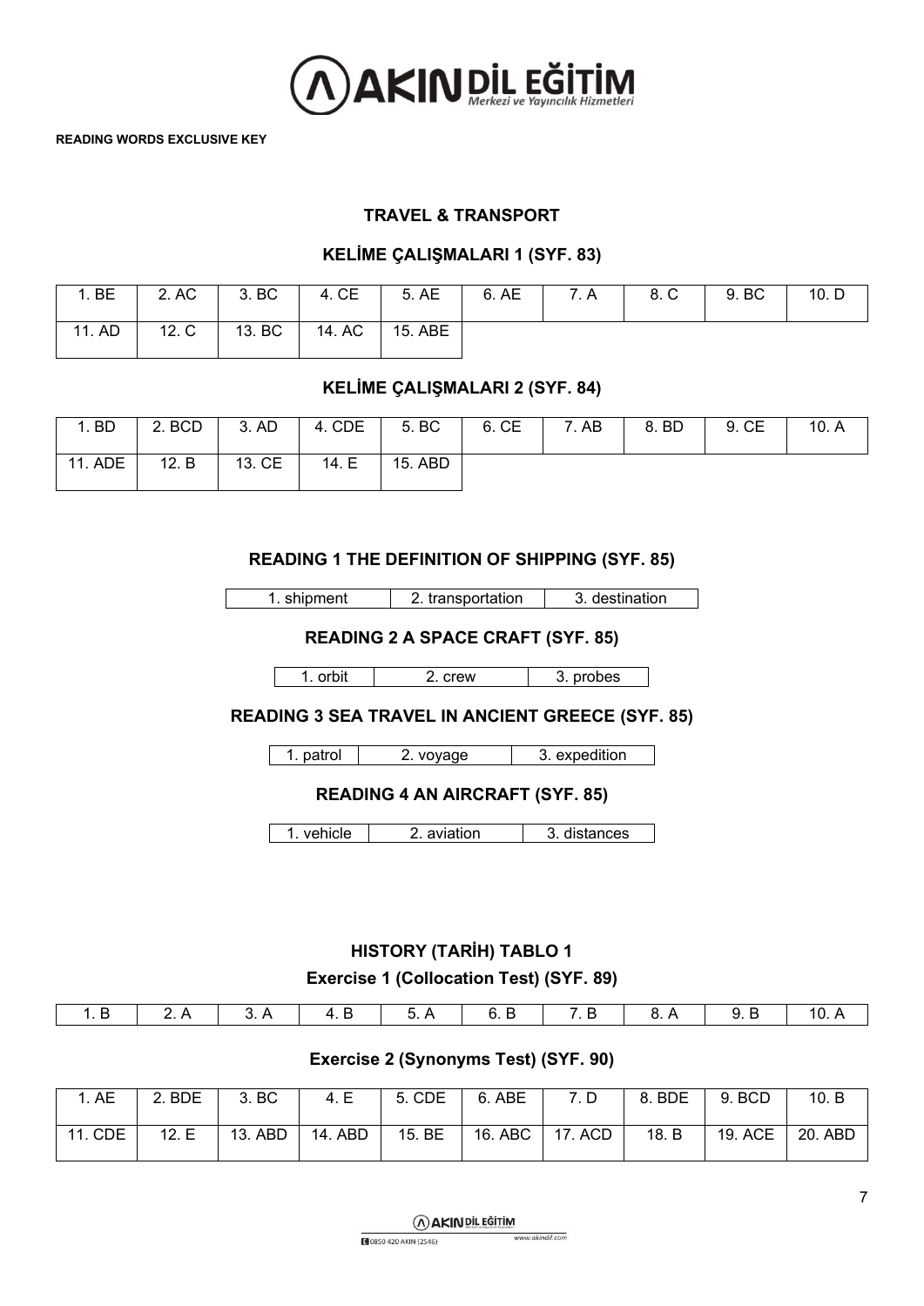**READING WORDS EXCLUSIVE KEY**

## TRAVEL & TRANSPORT

### KELİME ÇALIŞMALARI 1 (SYF. 83)

| 1. BE | 2. AC | 3. BC | 4. CE | 5. AE | 6. AE | 7. A | 8. C | 9. BC | 10. D |
|---|---|---|---|---|---|---|---|---|---|
| 11. AD | 12. C | 13. BC | 14. AC | 15. ABE | | | | | |

### KELİME ÇALIŞMALARI 2 (SYF. 84)

| 1. BD | 2. BCD | 3. AD | 4. CDE | 5. BC | 6. CE | 7. AB | 8. BD | 9. CE | 10. A |
|---|---|---|---|---|---|---|---|---|---|
| 11. ADE | 12. B | 13. CE | 14. E | 15. ABD | | | | | |

### READING 1 THE DEFINITION OF SHIPPING (SYF. 85)

| 1. shipment | 2. transportation | 3. destination |
|---|---|---|

### READING 2 A SPACE CRAFT (SYF. 85)

| 1. orbit | 2. crew | 3. probes |
|---|---|---|

### READING 3 SEA TRAVEL IN ANCIENT GREECE (SYF. 85)

| 1. patrol | 2. voyage | 3. expedition |
|---|---|---|

### READING 4 AN AIRCRAFT (SYF. 85)

| 1. vehicle | 2. aviation | 3. distances |
|---|---|---|

## HISTORY (TARİH) TABLO 1

### Exercise 1 (Collocation Test) (SYF. 89)

| 1. B | 2. A | 3. A | 4. B | 5. A | 6. B | 7. B | 8. A | 9. B | 10. A |
|---|---|---|---|---|---|---|---|---|---|

### Exercise 2 (Synonyms Test) (SYF. 90)

| 1. AE | 2. BDE | 3. BC | 4. E | 5. CDE | 6. ABE | 7. D | 8. BDE | 9. BCD | 10. B |
|---|---|---|---|---|---|---|---|---|---|
| 11. CDE | 12. E | 13. ABD | 14. ABD | 15. BE | 16. ABC | 17. ACD | 18. B | 19. ACE | 20. ABD |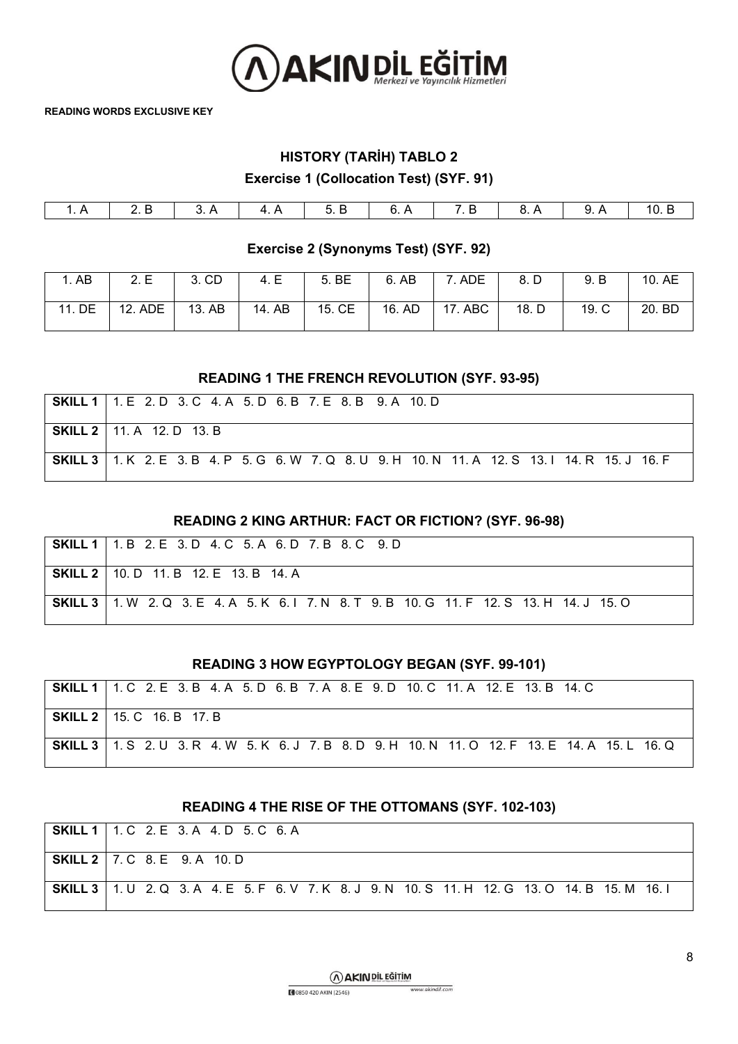**READING WORDS EXCLUSIVE KEY**

## HISTORY (TARİH) TABLO 2

### Exercise 1 (Collocation Test) (SYF. 91)

| 1. A | 2. B | 3. A | 4. A | 5. B | 6. A | 7. B | 8. A | 9. A | 10. B |
|---|---|---|---|---|---|---|---|---|---|

### Exercise 2 (Synonyms Test) (SYF. 92)

| 1. AB | 2. E | 3. CD | 4. E | 5. BE | 6. AB | 7. ADE | 8. D | 9. B | 10. AE |
|---|---|---|---|---|---|---|---|---|---|
| 11. DE | 12. ADE | 13. AB | 14. AB | 15. CE | 16. AD | 17. ABC | 18. D | 19. C | 20. BD |

### READING 1 THE FRENCH REVOLUTION (SYF. 93-95)

| | |
|---|---|
| **SKILL 1** | 1. E 2. D 3. C 4. A 5. D 6. B 7. E 8. B 9. A 10. D |
| **SKILL 2** | 11. A 12. D 13. B |
| **SKILL 3** | 1. K 2. E 3. B 4. P 5. G 6. W 7. Q 8. U 9. H 10. N 11. A 12. S 13. I 14. R 15. J 16. F |

### READING 2 KING ARTHUR: FACT OR FICTION? (SYF. 96-98)

| | |
|---|---|
| **SKILL 1** | 1. B 2. E 3. D 4. C 5. A 6. D 7. B 8. C 9. D |
| **SKILL 2** | 10. D 11. B 12. E 13. B 14. A |
| **SKILL 3** | 1. W 2. Q 3. E 4. A 5. K 6. I 7. N 8. T 9. B 10. G 11. F 12. S 13. H 14. J 15. O |

### READING 3 HOW EGYPTOLOGY BEGAN (SYF. 99-101)

| | |
|---|---|
| **SKILL 1** | 1. C 2. E 3. B 4. A 5. D 6. B 7. A 8. E 9. D 10. C 11. A 12. E 13. B 14. C |
| **SKILL 2** | 15. C 16. B 17. B |
| **SKILL 3** | 1. S 2. U 3. R 4. W 5. K 6. J 7. B 8. D 9. H 10. N 11. O 12. F 13. E 14. A 15. L 16. Q |

### READING 4 THE RISE OF THE OTTOMANS (SYF. 102-103)

| | |
|---|---|
| **SKILL 1** | 1. C 2. E 3. A 4. D 5. C 6. A |
| **SKILL 2** | 7. C 8. E 9. A 10. D |
| **SKILL 3** | 1. U 2. Q 3. A 4. E 5. F 6. V 7. K 8. J 9. N 10. S 11. H 12. G 13. O 14. B 15. M 16. I |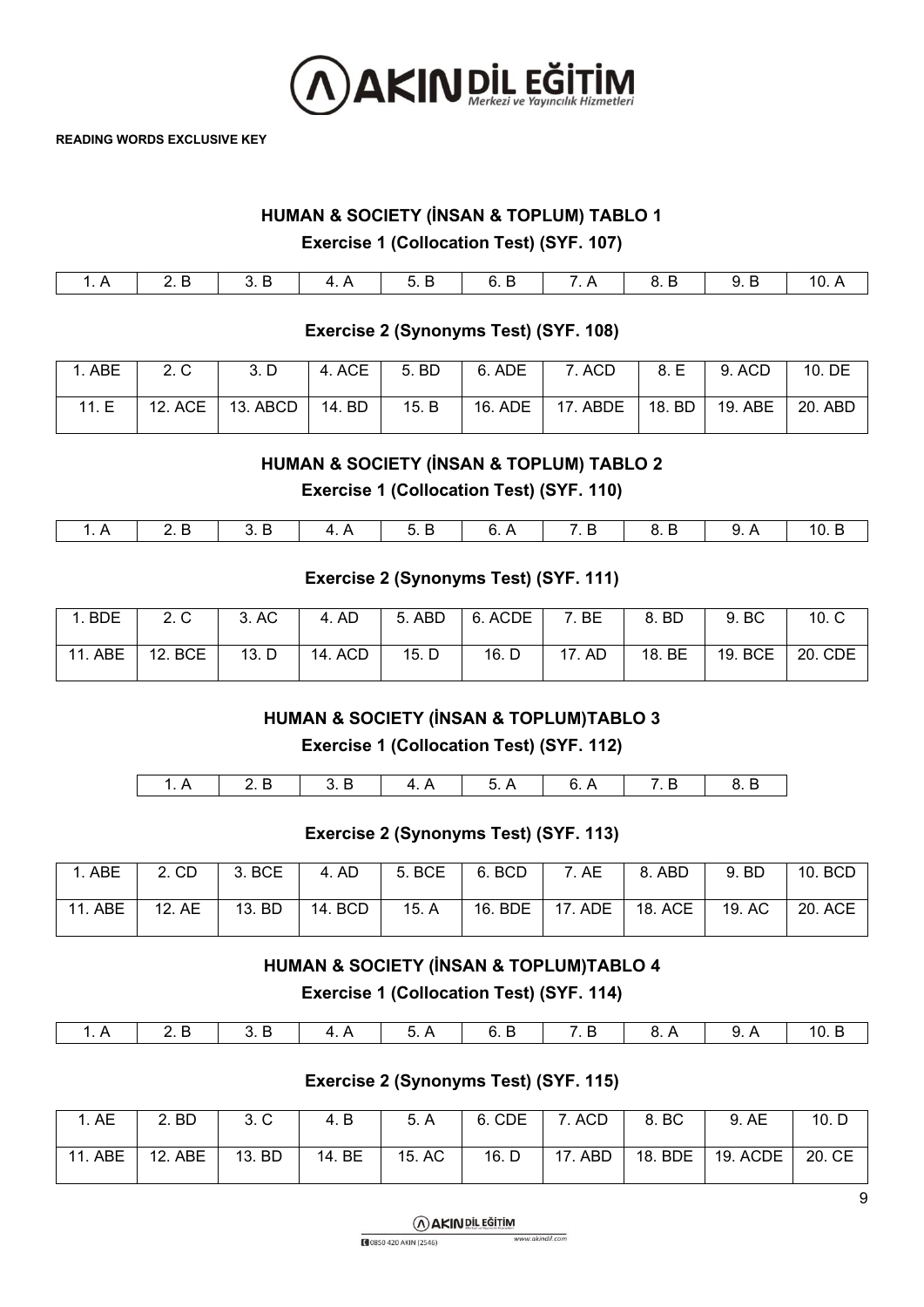**READING WORDS EXCLUSIVE KEY**

## HUMAN & SOCIETY (İNSAN & TOPLUM) TABLO 1

### Exercise 1 (Collocation Test) (SYF. 107)

| 1. A | 2. B | 3. B | 4. A | 5. B | 6. B | 7. A | 8. B | 9. B | 10. A |
|---|---|---|---|---|---|---|---|---|---|

### Exercise 2 (Synonyms Test) (SYF. 108)

| 1. ABE | 2. C | 3. D | 4. ACE | 5. BD | 6. ADE | 7. ACD | 8. E | 9. ACD | 10. DE |
|---|---|---|---|---|---|---|---|---|---|
| 11. E | 12. ACE | 13. ABCD | 14. BD | 15. B | 16. ADE | 17. ABDE | 18. BD | 19. ABE | 20. ABD |

## HUMAN & SOCIETY (İNSAN & TOPLUM) TABLO 2

### Exercise 1 (Collocation Test) (SYF. 110)

| 1. A | 2. B | 3. B | 4. A | 5. B | 6. A | 7. B | 8. B | 9. A | 10. B |
|---|---|---|---|---|---|---|---|---|---|

### Exercise 2 (Synonyms Test) (SYF. 111)

| 1. BDE | 2. C | 3. AC | 4. AD | 5. ABD | 6. ACDE | 7. BE | 8. BD | 9. BC | 10. C |
|---|---|---|---|---|---|---|---|---|---|
| 11. ABE | 12. BCE | 13. D | 14. ACD | 15. D | 16. D | 17. AD | 18. BE | 19. BCE | 20. CDE |

## HUMAN & SOCIETY (İNSAN & TOPLUM)TABLO 3

### Exercise 1 (Collocation Test) (SYF. 112)

| 1. A | 2. B | 3. B | 4. A | 5. A | 6. A | 7. B | 8. B |
|---|---|---|---|---|---|---|---|

### Exercise 2 (Synonyms Test) (SYF. 113)

| 1. ABE | 2. CD | 3. BCE | 4. AD | 5. BCE | 6. BCD | 7. AE | 8. ABD | 9. BD | 10. BCD |
|---|---|---|---|---|---|---|---|---|---|
| 11. ABE | 12. AE | 13. BD | 14. BCD | 15. A | 16. BDE | 17. ADE | 18. ACE | 19. AC | 20. ACE |

## HUMAN & SOCIETY (İNSAN & TOPLUM)TABLO 4

### Exercise 1 (Collocation Test) (SYF. 114)

| 1. A | 2. B | 3. B | 4. A | 5. A | 6. B | 7. B | 8. A | 9. A | 10. B |
|---|---|---|---|---|---|---|---|---|---|

### Exercise 2 (Synonyms Test) (SYF. 115)

| 1. AE | 2. BD | 3. C | 4. B | 5. A | 6. CDE | 7. ACD | 8. BC | 9. AE | 10. D |
|---|---|---|---|---|---|---|---|---|---|
| 11. ABE | 12. ABE | 13. BD | 14. BE | 15. AC | 16. D | 17. ABD | 18. BDE | 19. ACDE | 20. CE |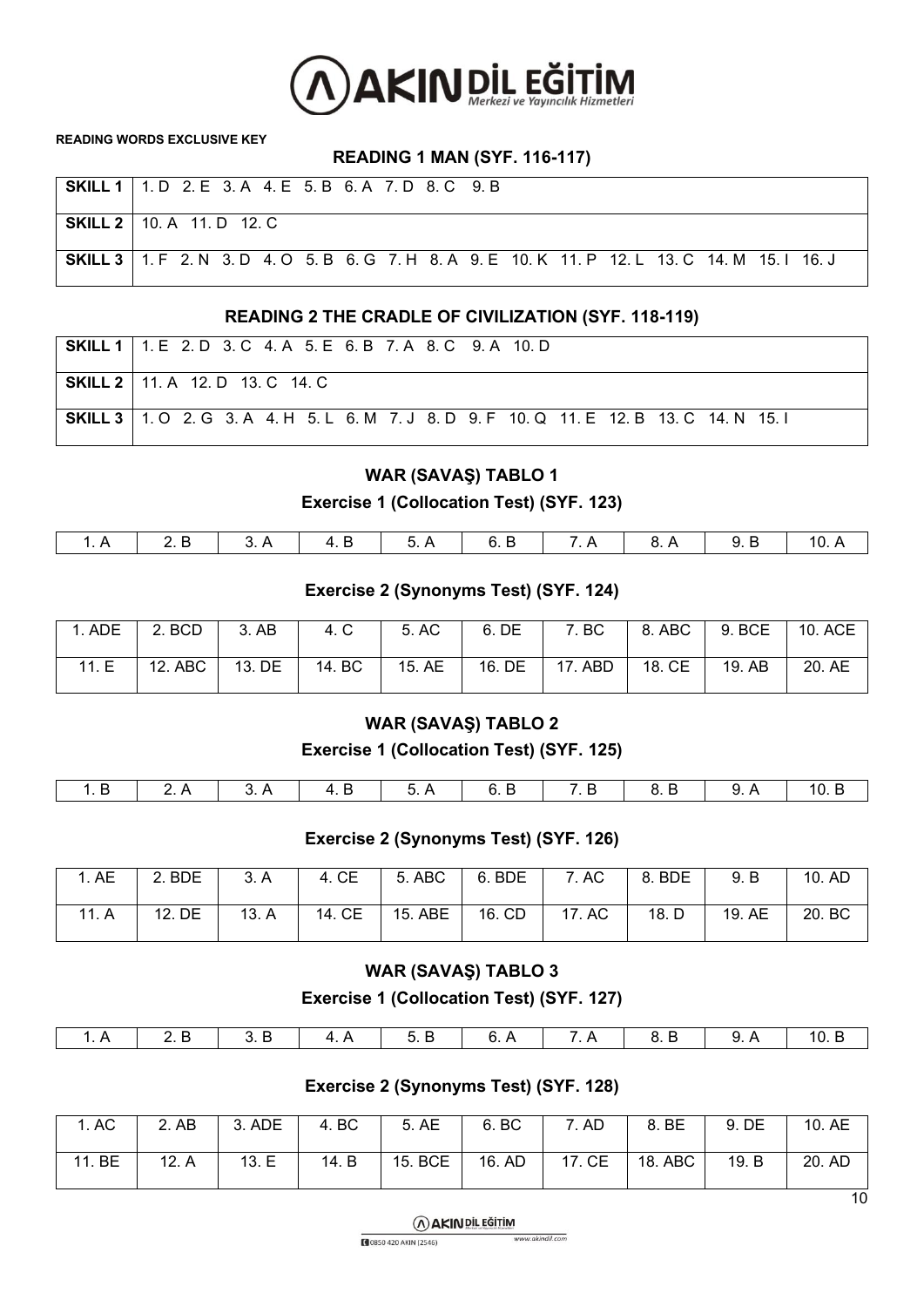**READING WORDS EXCLUSIVE KEY**

## READING 1 MAN (SYF. 116-117)

| | |
|---|---|
| **SKILL 1** | 1. D 2. E 3. A 4. E 5. B 6. A 7. D 8. C 9. B |
| **SKILL 2** | 10. A 11. D 12. C |
| **SKILL 3** | 1. F 2. N 3. D 4. O 5. B 6. G 7. H 8. A 9. E 10. K 11. P 12. L 13. C 14. M 15. I 16. J |

## READING 2 THE CRADLE OF CIVILIZATION (SYF. 118-119)

| | |
|---|---|
| **SKILL 1** | 1. E 2. D 3. C 4. A 5. E 6. B 7. A 8. C 9. A 10. D |
| **SKILL 2** | 11. A 12. D 13. C 14. C |
| **SKILL 3** | 1. O 2. G 3. A 4. H 5. L 6. M 7. J 8. D 9. F 10. Q 11. E 12. B 13. C 14. N 15. I |

## WAR (SAVAŞ) TABLO 1

### Exercise 1 (Collocation Test) (SYF. 123)

| | | | | | | | | | |
|---|---|---|---|---|---|---|---|---|---|
| 1. A | 2. B | 3. A | 4. B | 5. A | 6. B | 7. A | 8. A | 9. B | 10. A |

### Exercise 2 (Synonyms Test) (SYF. 124)

| | | | | | | | | | |
|---|---|---|---|---|---|---|---|---|---|
| 1. ADE | 2. BCD | 3. AB | 4. C | 5. AC | 6. DE | 7. BC | 8. ABC | 9. BCE | 10. ACE |
| 11. E | 12. ABC | 13. DE | 14. BC | 15. AE | 16. DE | 17. ABD | 18. CE | 19. AB | 20. AE |

## WAR (SAVAŞ) TABLO 2

### Exercise 1 (Collocation Test) (SYF. 125)

| | | | | | | | | | |
|---|---|---|---|---|---|---|---|---|---|
| 1. B | 2. A | 3. A | 4. B | 5. A | 6. B | 7. B | 8. B | 9. A | 10. B |

### Exercise 2 (Synonyms Test) (SYF. 126)

| | | | | | | | | | |
|---|---|---|---|---|---|---|---|---|---|
| 1. AE | 2. BDE | 3. A | 4. CE | 5. ABC | 6. BDE | 7. AC | 8. BDE | 9. B | 10. AD |
| 11. A | 12. DE | 13. A | 14. CE | 15. ABE | 16. CD | 17. AC | 18. D | 19. AE | 20. BC |

## WAR (SAVAŞ) TABLO 3

### Exercise 1 (Collocation Test) (SYF. 127)

| | | | | | | | | | |
|---|---|---|---|---|---|---|---|---|---|
| 1. A | 2. B | 3. B | 4. A | 5. B | 6. A | 7. A | 8. B | 9. A | 10. B |

### Exercise 2 (Synonyms Test) (SYF. 128)

| | | | | | | | | | |
|---|---|---|---|---|---|---|---|---|---|
| 1. AC | 2. AB | 3. ADE | 4. BC | 5. AE | 6. BC | 7. AD | 8. BE | 9. DE | 10. AE |
| 11. BE | 12. A | 13. E | 14. B | 15. BCE | 16. AD | 17. CE | 18. ABC | 19. B | 20. AD |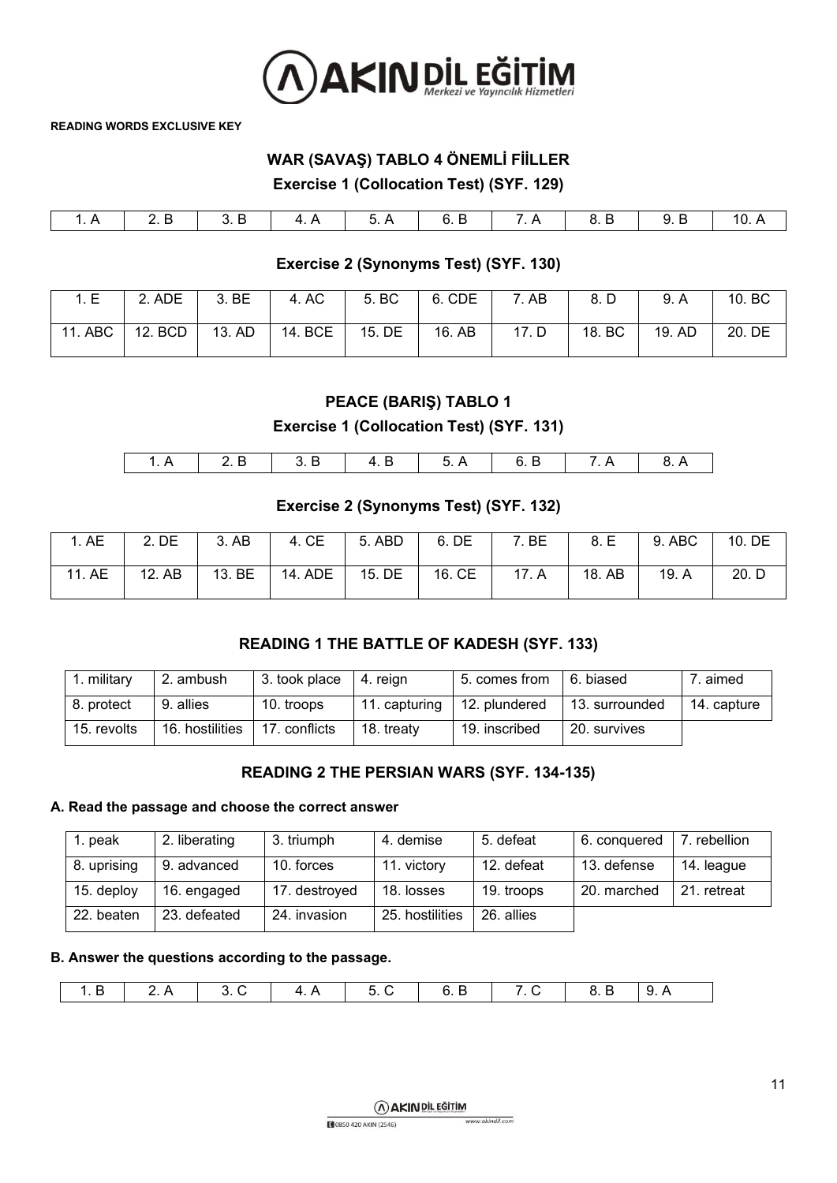**READING WORDS EXCLUSIVE KEY**

## WAR (SAVAŞ) TABLO 4 ÖNEMLİ FİİLLER

### Exercise 1 (Collocation Test) (SYF. 129)

| 1. A | 2. B | 3. B | 4. A | 5. A | 6. B | 7. A | 8. B | 9. B | 10. A |
|---|---|---|---|---|---|---|---|---|---|

### Exercise 2 (Synonyms Test) (SYF. 130)

| 1. E | 2. ADE | 3. BE | 4. AC | 5. BC | 6. CDE | 7. AB | 8. D | 9. A | 10. BC |
|---|---|---|---|---|---|---|---|---|---|
| 11. ABC | 12. BCD | 13. AD | 14. BCE | 15. DE | 16. AB | 17. D | 18. BC | 19. AD | 20. DE |

## PEACE (BARIŞ) TABLO 1

### Exercise 1 (Collocation Test) (SYF. 131)

| 1. A | 2. B | 3. B | 4. B | 5. A | 6. B | 7. A | 8. A |
|---|---|---|---|---|---|---|---|

### Exercise 2 (Synonyms Test) (SYF. 132)

| 1. AE | 2. DE | 3. AB | 4. CE | 5. ABD | 6. DE | 7. BE | 8. E | 9. ABC | 10. DE |
|---|---|---|---|---|---|---|---|---|---|
| 11. AE | 12. AB | 13. BE | 14. ADE | 15. DE | 16. CE | 17. A | 18. AB | 19. A | 20. D |

## READING 1 THE BATTLE OF KADESH (SYF. 133)

| 1. military | 2. ambush | 3. took place | 4. reign | 5. comes from | 6. biased | 7. aimed |
|---|---|---|---|---|---|---|
| 8. protect | 9. allies | 10. troops | 11. capturing | 12. plundered | 13. surrounded | 14. capture |
| 15. revolts | 16. hostilities | 17. conflicts | 18. treaty | 19. inscribed | 20. survives | |

## READING 2 THE PERSIAN WARS (SYF. 134-135)

**A. Read the passage and choose the correct answer**

| 1. peak | 2. liberating | 3. triumph | 4. demise | 5. defeat | 6. conquered | 7. rebellion |
|---|---|---|---|---|---|---|
| 8. uprising | 9. advanced | 10. forces | 11. victory | 12. defeat | 13. defense | 14. league |
| 15. deploy | 16. engaged | 17. destroyed | 18. losses | 19. troops | 20. marched | 21. retreat |
| 22. beaten | 23. defeated | 24. invasion | 25. hostilities | 26. allies | | |

**B. Answer the questions according to the passage.**

| 1. B | 2. A | 3. C | 4. A | 5. C | 6. B | 7. C | 8. B | 9. A |
|---|---|---|---|---|---|---|---|---|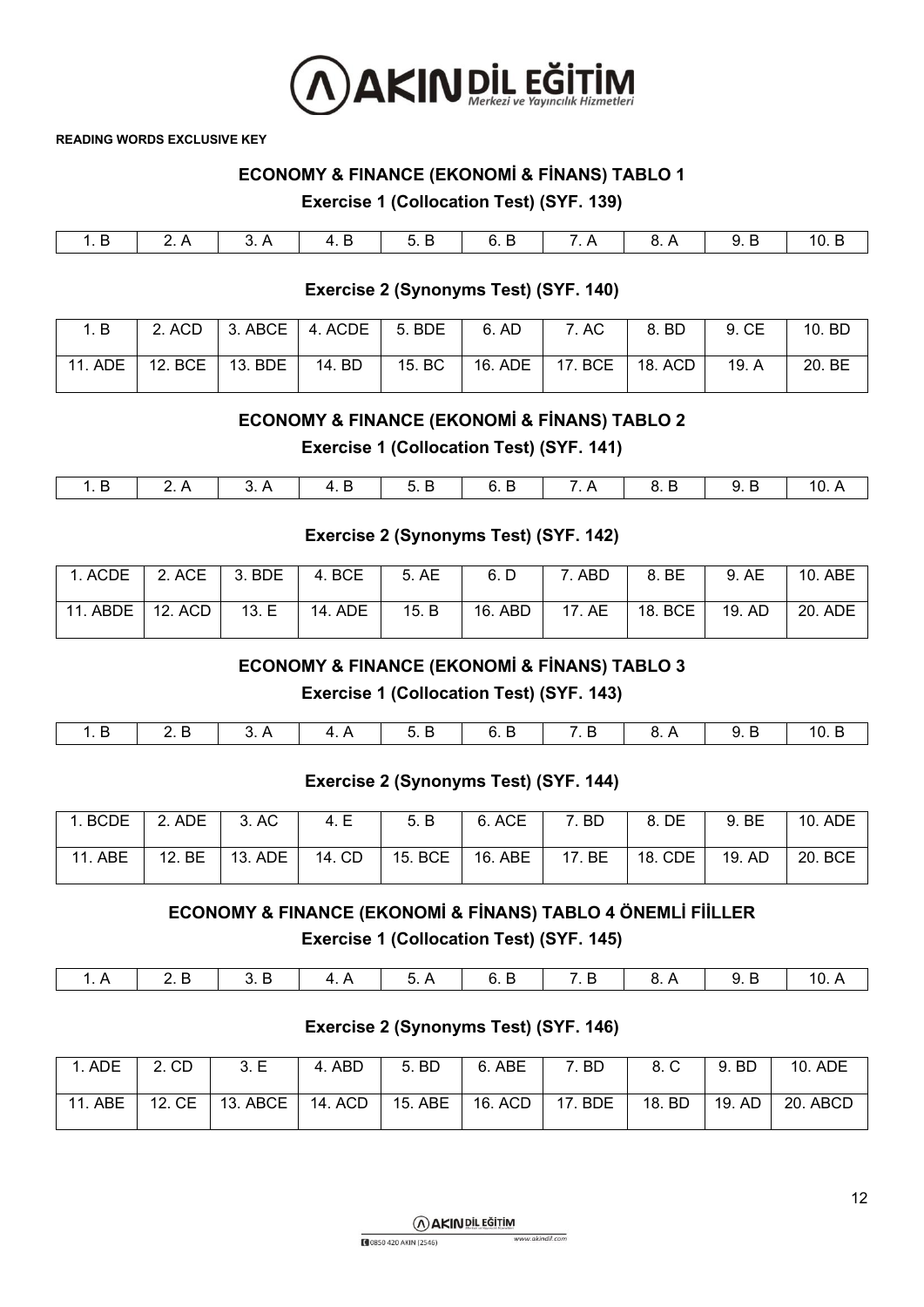**READING WORDS EXCLUSIVE KEY**

## ECONOMY & FINANCE (EKONOMİ & FİNANS) TABLO 1

### Exercise 1 (Collocation Test) (SYF. 139)

| 1. B | 2. A | 3. A | 4. B | 5. B | 6. B | 7. A | 8. A | 9. B | 10. B |
|---|---|---|---|---|---|---|---|---|---|

### Exercise 2 (Synonyms Test) (SYF. 140)

| 1. B | 2. ACD | 3. ABCE | 4. ACDE | 5. BDE | 6. AD | 7. AC | 8. BD | 9. CE | 10. BD |
|---|---|---|---|---|---|---|---|---|---|
| 11. ADE | 12. BCE | 13. BDE | 14. BD | 15. BC | 16. ADE | 17. BCE | 18. ACD | 19. A | 20. BE |

## ECONOMY & FINANCE (EKONOMİ & FİNANS) TABLO 2

### Exercise 1 (Collocation Test) (SYF. 141)

| 1. B | 2. A | 3. A | 4. B | 5. B | 6. B | 7. A | 8. B | 9. B | 10. A |
|---|---|---|---|---|---|---|---|---|---|

### Exercise 2 (Synonyms Test) (SYF. 142)

| 1. ACDE | 2. ACE | 3. BDE | 4. BCE | 5. AE | 6. D | 7. ABD | 8. BE | 9. AE | 10. ABE |
|---|---|---|---|---|---|---|---|---|---|
| 11. ABDE | 12. ACD | 13. E | 14. ADE | 15. B | 16. ABD | 17. AE | 18. BCE | 19. AD | 20. ADE |

## ECONOMY & FINANCE (EKONOMİ & FİNANS) TABLO 3

### Exercise 1 (Collocation Test) (SYF. 143)

| 1. B | 2. B | 3. A | 4. A | 5. B | 6. B | 7. B | 8. A | 9. B | 10. B |
|---|---|---|---|---|---|---|---|---|---|

### Exercise 2 (Synonyms Test) (SYF. 144)

| 1. BCDE | 2. ADE | 3. AC | 4. E | 5. B | 6. ACE | 7. BD | 8. DE | 9. BE | 10. ADE |
|---|---|---|---|---|---|---|---|---|---|
| 11. ABE | 12. BE | 13. ADE | 14. CD | 15. BCE | 16. ABE | 17. BE | 18. CDE | 19. AD | 20. BCE |

## ECONOMY & FINANCE (EKONOMİ & FİNANS) TABLO 4 ÖNEMLİ FİİLLER

### Exercise 1 (Collocation Test) (SYF. 145)

| 1. A | 2. B | 3. B | 4. A | 5. A | 6. B | 7. B | 8. A | 9. B | 10. A |
|---|---|---|---|---|---|---|---|---|---|

### Exercise 2 (Synonyms Test) (SYF. 146)

| 1. ADE | 2. CD | 3. E | 4. ABD | 5. BD | 6. ABE | 7. BD | 8. C | 9. BD | 10. ADE |
|---|---|---|---|---|---|---|---|---|---|
| 11. ABE | 12. CE | 13. ABCE | 14. ACD | 15. ABE | 16. ACD | 17. BDE | 18. BD | 19. AD | 20. ABCD |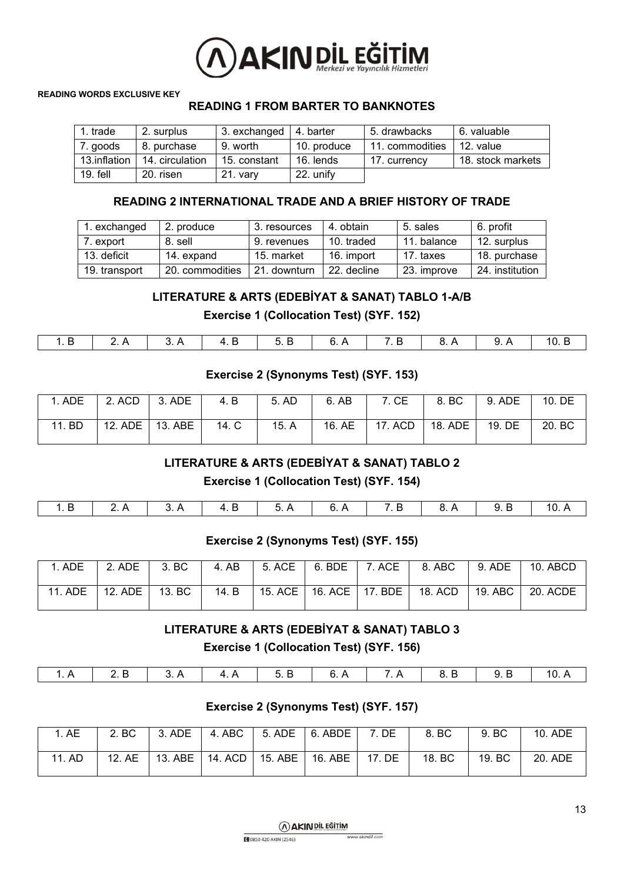**READING WORDS EXCLUSIVE KEY**

## READING 1 FROM BARTER TO BANKNOTES

| | | | | | |
|---|---|---|---|---|---|
| 1. trade | 2. surplus | 3. exchanged | 4. barter | 5. drawbacks | 6. valuable |
| 7. goods | 8. purchase | 9. worth | 10. produce | 11. commodities | 12. value |
| 13.inflation | 14. circulation | 15. constant | 16. lends | 17. currency | 18. stock markets |
| 19. fell | 20. risen | 21. vary | 22. unify | | |

## READING 2 INTERNATIONAL TRADE AND A BRIEF HISTORY OF TRADE

| | | | | | |
|---|---|---|---|---|---|
| 1. exchanged | 2. produce | 3. resources | 4. obtain | 5. sales | 6. profit |
| 7. export | 8. sell | 9. revenues | 10. traded | 11. balance | 12. surplus |
| 13. deficit | 14. expand | 15. market | 16. import | 17. taxes | 18. purchase |
| 19. transport | 20. commodities | 21. downturn | 22. decline | 23. improve | 24. institution |

## LITERATURE & ARTS (EDEBİYAT & SANAT) TABLO 1-A/B

### Exercise 1 (Collocation Test) (SYF. 152)

| | | | | | | | | | |
|---|---|---|---|---|---|---|---|---|---|
| 1. B | 2. A | 3. A | 4. B | 5. B | 6. A | 7. B | 8. A | 9. A | 10. B |

### Exercise 2 (Synonyms Test) (SYF. 153)

| | | | | | | | | | |
|---|---|---|---|---|---|---|---|---|---|
| 1. ADE | 2. ACD | 3. ADE | 4. B | 5. AD | 6. AB | 7. CE | 8. BC | 9. ADE | 10. DE |
| 11. BD | 12. ADE | 13. ABE | 14. C | 15. A | 16. AE | 17. ACD | 18. ADE | 19. DE | 20. BC |

## LITERATURE & ARTS (EDEBİYAT & SANAT) TABLO 2

### Exercise 1 (Collocation Test) (SYF. 154)

| | | | | | | | | | |
|---|---|---|---|---|---|---|---|---|---|
| 1. B | 2. A | 3. A | 4. B | 5. A | 6. A | 7. B | 8. A | 9. B | 10. A |

### Exercise 2 (Synonyms Test) (SYF. 155)

| | | | | | | | | | |
|---|---|---|---|---|---|---|---|---|---|
| 1. ADE | 2. ADE | 3. BC | 4. AB | 5. ACE | 6. BDE | 7. ACE | 8. ABC | 9. ADE | 10. ABCD |
| 11. ADE | 12. ADE | 13. BC | 14. B | 15. ACE | 16. ACE | 17. BDE | 18. ACD | 19. ABC | 20. ACDE |

## LITERATURE & ARTS (EDEBİYAT & SANAT) TABLO 3

### Exercise 1 (Collocation Test) (SYF. 156)

| | | | | | | | | | |
|---|---|---|---|---|---|---|---|---|---|
| 1. A | 2. B | 3. A | 4. A | 5. B | 6. A | 7. A | 8. B | 9. B | 10. A |

### Exercise 2 (Synonyms Test) (SYF. 157)

| | | | | | | | | | |
|---|---|---|---|---|---|---|---|---|---|
| 1. AE | 2. BC | 3. ADE | 4. ABC | 5. ADE | 6. ABDE | 7. DE | 8. BC | 9. BC | 10. ADE |
| 11. AD | 12. AE | 13. ABE | 14. ACD | 15. ABE | 16. ABE | 17. DE | 18. BC | 19. BC | 20. ADE |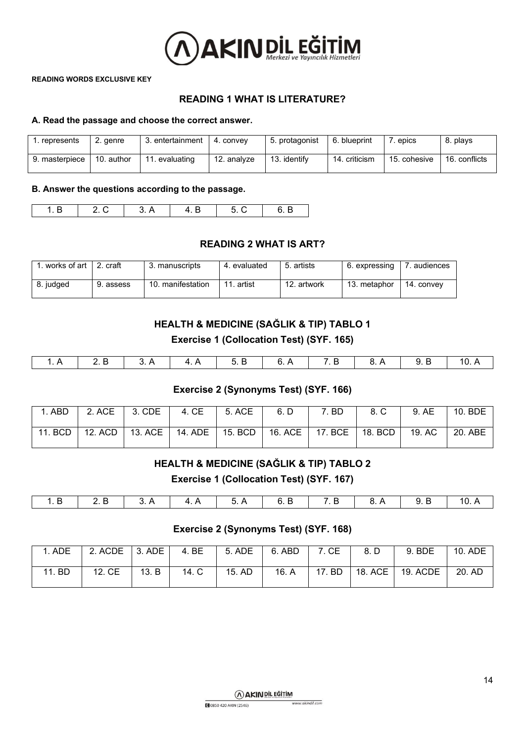**READING WORDS EXCLUSIVE KEY**

## READING 1 WHAT IS LITERATURE?

### A. Read the passage and choose the correct answer.

| 1. represents | 2. genre | 3. entertainment | 4. convey | 5. protagonist | 6. blueprint | 7. epics | 8. plays |
|---|---|---|---|---|---|---|---|
| 9. masterpiece | 10. author | 11. evaluating | 12. analyze | 13. identify | 14. criticism | 15. cohesive | 16. conflicts |

### B. Answer the questions according to the passage.

| 1. B | 2. C | 3. A | 4. B | 5. C | 6. B |
|---|---|---|---|---|---|

## READING 2 WHAT IS ART?

| 1. works of art | 2. craft | 3. manuscripts | 4. evaluated | 5. artists | 6. expressing | 7. audiences |
|---|---|---|---|---|---|---|
| 8. judged | 9. assess | 10. manifestation | 11. artist | 12. artwork | 13. metaphor | 14. convey |

## HEALTH & MEDICINE (SAĞLIK & TIP) TABLO 1

### Exercise 1 (Collocation Test) (SYF. 165)

| 1. A | 2. B | 3. A | 4. A | 5. B | 6. A | 7. B | 8. A | 9. B | 10. A |
|---|---|---|---|---|---|---|---|---|---|

### Exercise 2 (Synonyms Test) (SYF. 166)

| 1. ABD | 2. ACE | 3. CDE | 4. CE | 5. ACE | 6. D | 7. BD | 8. C | 9. AE | 10. BDE |
|---|---|---|---|---|---|---|---|---|---|
| 11. BCD | 12. ACD | 13. ACE | 14. ADE | 15. BCD | 16. ACE | 17. BCE | 18. BCD | 19. AC | 20. ABE |

## HEALTH & MEDICINE (SAĞLIK & TIP) TABLO 2

### Exercise 1 (Collocation Test) (SYF. 167)

| 1. B | 2. B | 3. A | 4. A | 5. A | 6. B | 7. B | 8. A | 9. B | 10. A |
|---|---|---|---|---|---|---|---|---|---|

### Exercise 2 (Synonyms Test) (SYF. 168)

| 1. ADE | 2. ACDE | 3. ADE | 4. BE | 5. ADE | 6. ABD | 7. CE | 8. D | 9. BDE | 10. ADE |
|---|---|---|---|---|---|---|---|---|---|
| 11. BD | 12. CE | 13. B | 14. C | 15. AD | 16. A | 17. BD | 18. ACE | 19. ACDE | 20. AD |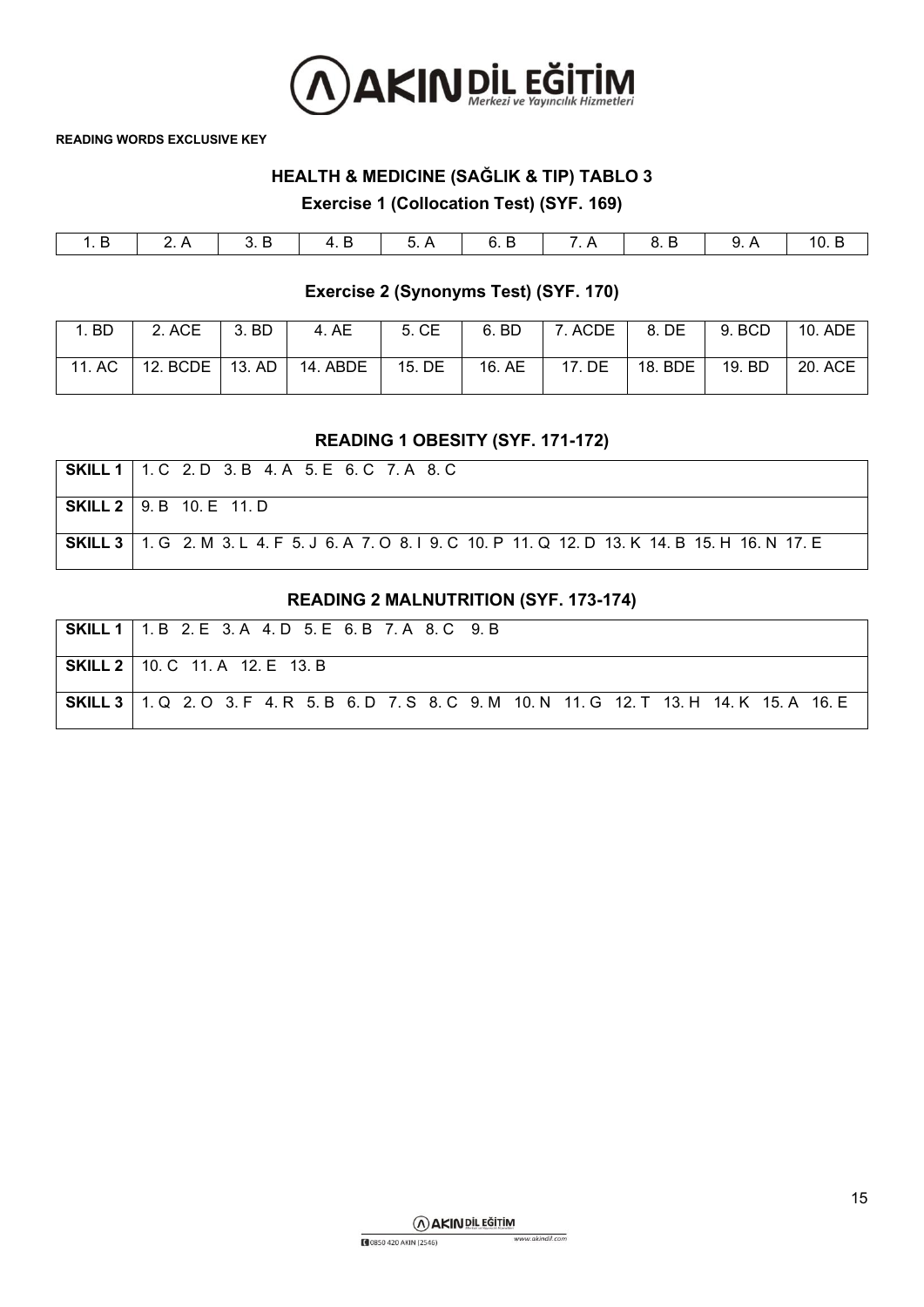**READING WORDS EXCLUSIVE KEY**

## HEALTH & MEDICINE (SAĞLIK & TIP) TABLO 3

### Exercise 1 (Collocation Test) (SYF. 169)

| | | | | | | | | | |
|---|---|---|---|---|---|---|---|---|---|
| 1. B | 2. A | 3. B | 4. B | 5. A | 6. B | 7. A | 8. B | 9. A | 10. B |

### Exercise 2 (Synonyms Test) (SYF. 170)

| | | | | | | | | | |
|---|---|---|---|---|---|---|---|---|---|
| 1. BD | 2. ACE | 3. BD | 4. AE | 5. CE | 6. BD | 7. ACDE | 8. DE | 9. BCD | 10. ADE |
| 11. AC | 12. BCDE | 13. AD | 14. ABDE | 15. DE | 16. AE | 17. DE | 18. BDE | 19. BD | 20. ACE |

### READING 1 OBESITY (SYF. 171-172)

| | |
|---|---|
| **SKILL 1** | 1. C 2. D 3. B 4. A 5. E 6. C 7. A 8. C |
| **SKILL 2** | 9. B 10. E 11. D |
| **SKILL 3** | 1. G 2. M 3. L 4. F 5. J 6. A 7. O 8. I 9. C 10. P 11. Q 12. D 13. K 14. B 15. H 16. N 17. E |

### READING 2 MALNUTRITION (SYF. 173-174)

| | |
|---|---|
| **SKILL 1** | 1. B 2. E 3. A 4. D 5. E 6. B 7. A 8. C 9. B |
| **SKILL 2** | 10. C 11. A 12. E 13. B |
| **SKILL 3** | 1. Q 2. O 3. F 4. R 5. B 6. D 7. S 8. C 9. M 10. N 11. G 12. T 13. H 14. K 15. A 16. E |